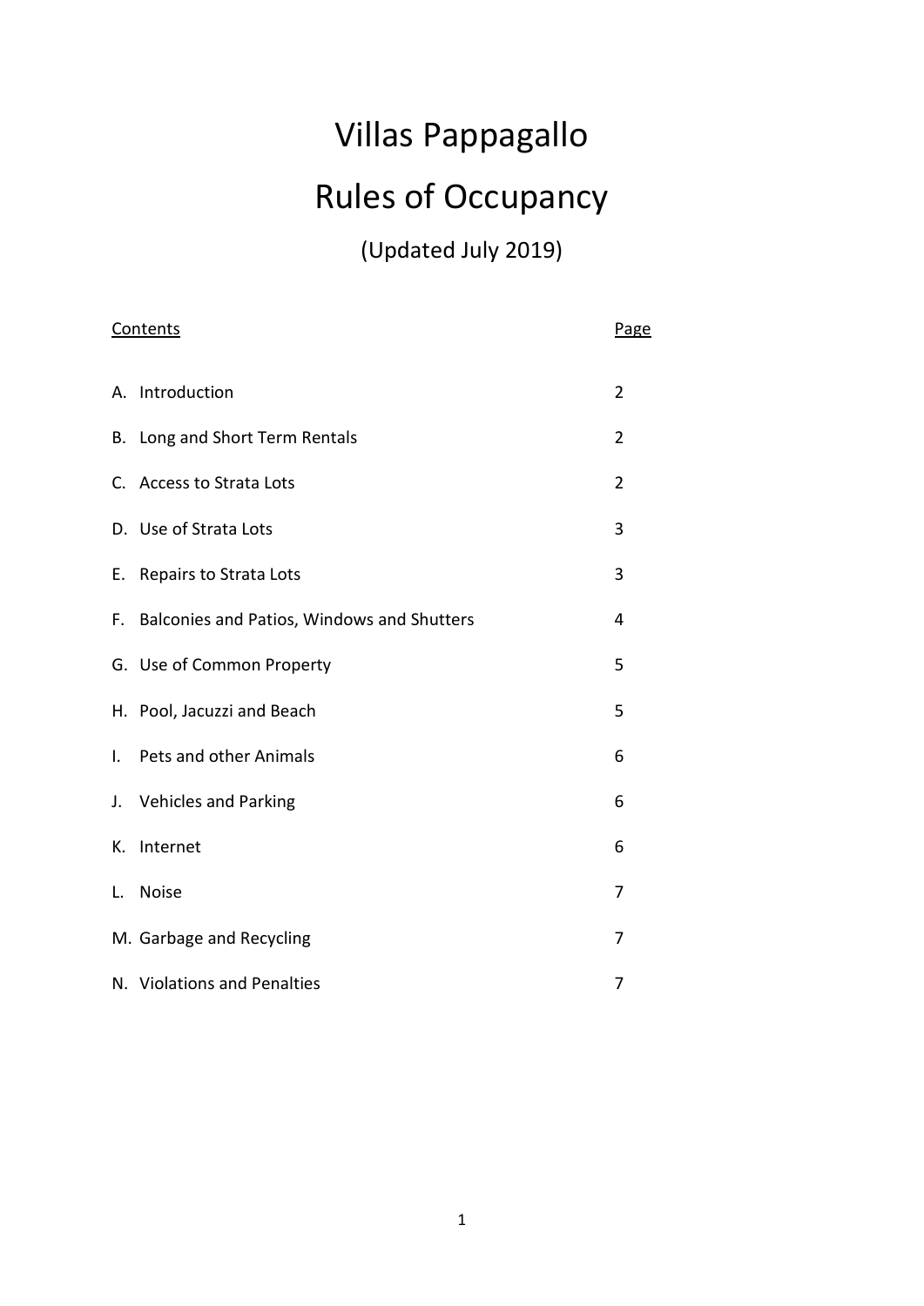# Villas Pappagallo

# Rules of Occupancy

(Updated July 2019)

| Contents | Page |
|---|---|
| A. Introduction | 2 |
| B. Long and Short Term Rentals | 2 |
| C. Access to Strata Lots | 2 |
| D. Use of Strata Lots | 3 |
| E. Repairs to Strata Lots | 3 |
| F. Balconies and Patios, Windows and Shutters | 4 |
| G. Use of Common Property | 5 |
| H. Pool, Jacuzzi and Beach | 5 |
| I. Pets and other Animals | 6 |
| J. Vehicles and Parking | 6 |
| K. Internet | 6 |
| L. Noise | 7 |
| M. Garbage and Recycling | 7 |
| N. Violations and Penalties | 7 |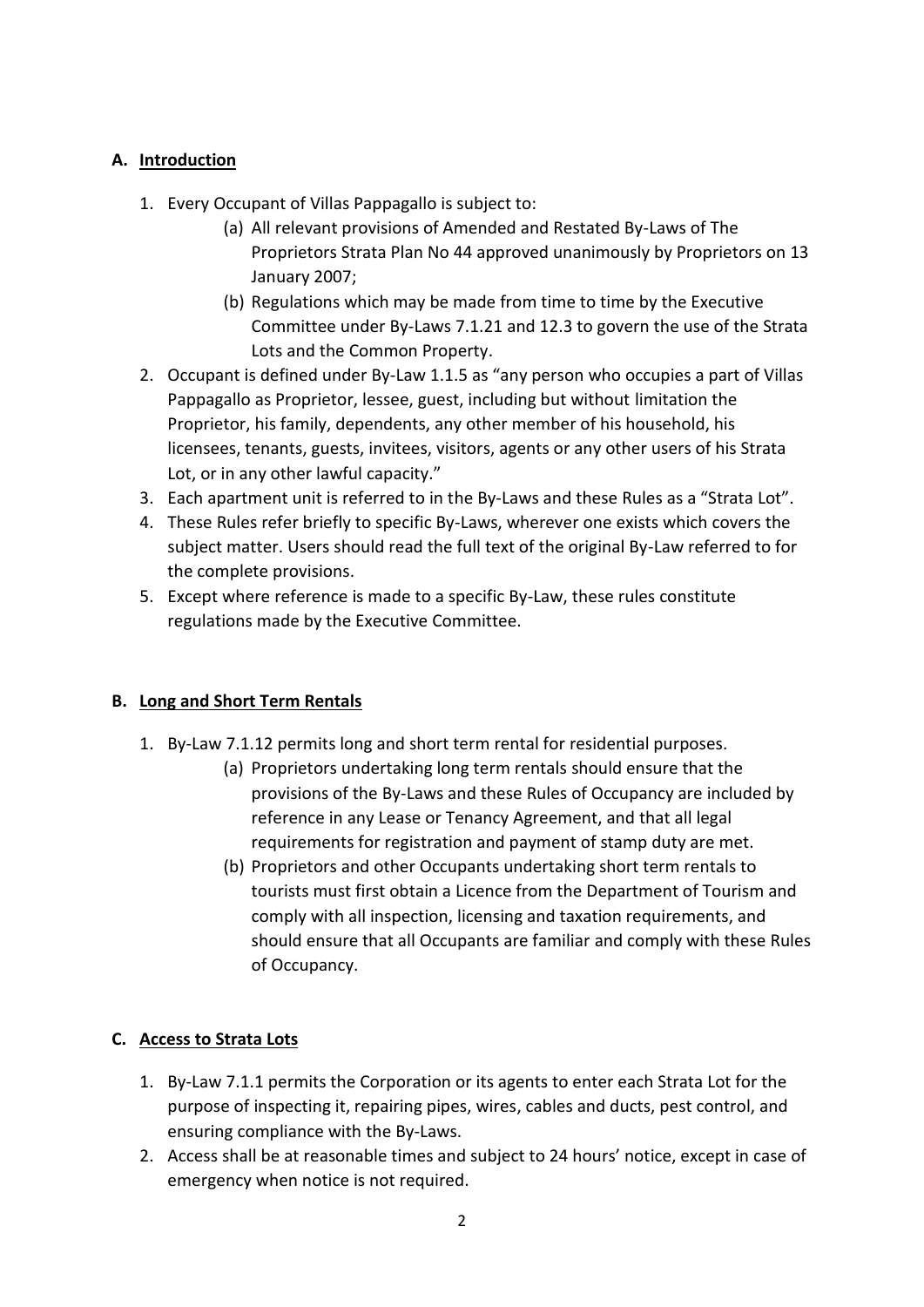## A. Introduction

1. Every Occupant of Villas Pappagallo is subject to:
   (a) All relevant provisions of Amended and Restated By-Laws of The Proprietors Strata Plan No 44 approved unanimously by Proprietors on 13 January 2007;
   (b) Regulations which may be made from time to time by the Executive Committee under By-Laws 7.1.21 and 12.3 to govern the use of the Strata Lots and the Common Property.
2. Occupant is defined under By-Law 1.1.5 as "any person who occupies a part of Villas Pappagallo as Proprietor, lessee, guest, including but without limitation the Proprietor, his family, dependents, any other member of his household, his licensees, tenants, guests, invitees, visitors, agents or any other users of his Strata Lot, or in any other lawful capacity."
3. Each apartment unit is referred to in the By-Laws and these Rules as a "Strata Lot".
4. These Rules refer briefly to specific By-Laws, wherever one exists which covers the subject matter. Users should read the full text of the original By-Law referred to for the complete provisions.
5. Except where reference is made to a specific By-Law, these rules constitute regulations made by the Executive Committee.

## B. Long and Short Term Rentals

1. By-Law 7.1.12 permits long and short term rental for residential purposes.
   (a) Proprietors undertaking long term rentals should ensure that the provisions of the By-Laws and these Rules of Occupancy are included by reference in any Lease or Tenancy Agreement, and that all legal requirements for registration and payment of stamp duty are met.
   (b) Proprietors and other Occupants undertaking short term rentals to tourists must first obtain a Licence from the Department of Tourism and comply with all inspection, licensing and taxation requirements, and should ensure that all Occupants are familiar and comply with these Rules of Occupancy.

## C. Access to Strata Lots

1. By-Law 7.1.1 permits the Corporation or its agents to enter each Strata Lot for the purpose of inspecting it, repairing pipes, wires, cables and ducts, pest control, and ensuring compliance with the By-Laws.
2. Access shall be at reasonable times and subject to 24 hours' notice, except in case of emergency when notice is not required.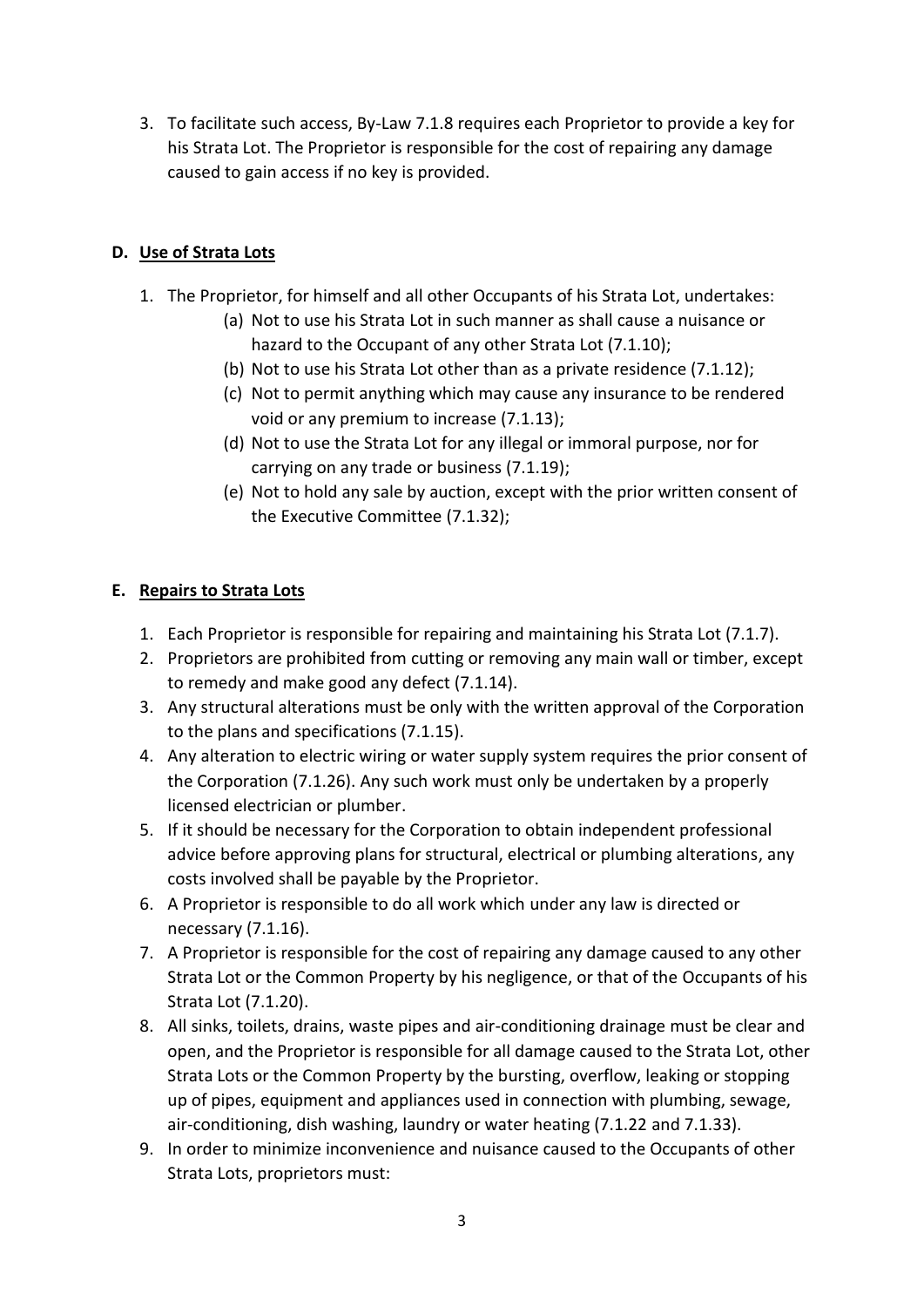3. To facilitate such access, By-Law 7.1.8 requires each Proprietor to provide a key for his Strata Lot. The Proprietor is responsible for the cost of repairing any damage caused to gain access if no key is provided.

### D. Use of Strata Lots

1. The Proprietor, for himself and all other Occupants of his Strata Lot, undertakes:
   - (a) Not to use his Strata Lot in such manner as shall cause a nuisance or hazard to the Occupant of any other Strata Lot (7.1.10);
   - (b) Not to use his Strata Lot other than as a private residence (7.1.12);
   - (c) Not to permit anything which may cause any insurance to be rendered void or any premium to increase (7.1.13);
   - (d) Not to use the Strata Lot for any illegal or immoral purpose, nor for carrying on any trade or business (7.1.19);
   - (e) Not to hold any sale by auction, except with the prior written consent of the Executive Committee (7.1.32);

### E. Repairs to Strata Lots

1. Each Proprietor is responsible for repairing and maintaining his Strata Lot (7.1.7).
2. Proprietors are prohibited from cutting or removing any main wall or timber, except to remedy and make good any defect (7.1.14).
3. Any structural alterations must be only with the written approval of the Corporation to the plans and specifications (7.1.15).
4. Any alteration to electric wiring or water supply system requires the prior consent of the Corporation (7.1.26). Any such work must only be undertaken by a properly licensed electrician or plumber.
5. If it should be necessary for the Corporation to obtain independent professional advice before approving plans for structural, electrical or plumbing alterations, any costs involved shall be payable by the Proprietor.
6. A Proprietor is responsible to do all work which under any law is directed or necessary (7.1.16).
7. A Proprietor is responsible for the cost of repairing any damage caused to any other Strata Lot or the Common Property by his negligence, or that of the Occupants of his Strata Lot (7.1.20).
8. All sinks, toilets, drains, waste pipes and air-conditioning drainage must be clear and open, and the Proprietor is responsible for all damage caused to the Strata Lot, other Strata Lots or the Common Property by the bursting, overflow, leaking or stopping up of pipes, equipment and appliances used in connection with plumbing, sewage, air-conditioning, dish washing, laundry or water heating (7.1.22 and 7.1.33).
9. In order to minimize inconvenience and nuisance caused to the Occupants of other Strata Lots, proprietors must: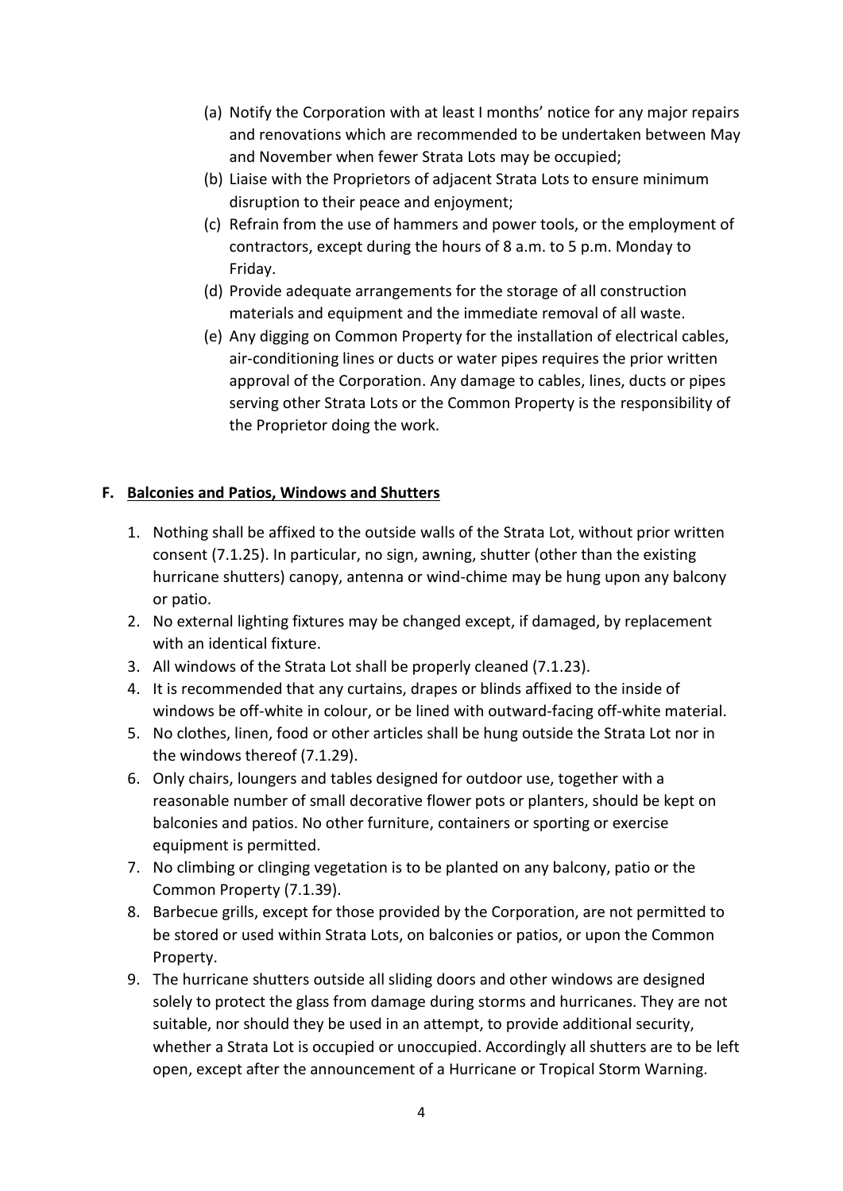(a) Notify the Corporation with at least I months' notice for any major repairs and renovations which are recommended to be undertaken between May and November when fewer Strata Lots may be occupied;

(b) Liaise with the Proprietors of adjacent Strata Lots to ensure minimum disruption to their peace and enjoyment;

(c) Refrain from the use of hammers and power tools, or the employment of contractors, except during the hours of 8 a.m. to 5 p.m. Monday to Friday.

(d) Provide adequate arrangements for the storage of all construction materials and equipment and the immediate removal of all waste.

(e) Any digging on Common Property for the installation of electrical cables, air-conditioning lines or ducts or water pipes requires the prior written approval of the Corporation. Any damage to cables, lines, ducts or pipes serving other Strata Lots or the Common Property is the responsibility of the Proprietor doing the work.

## F. Balconies and Patios, Windows and Shutters

1. Nothing shall be affixed to the outside walls of the Strata Lot, without prior written consent (7.1.25). In particular, no sign, awning, shutter (other than the existing hurricane shutters) canopy, antenna or wind-chime may be hung upon any balcony or patio.
2. No external lighting fixtures may be changed except, if damaged, by replacement with an identical fixture.
3. All windows of the Strata Lot shall be properly cleaned (7.1.23).
4. It is recommended that any curtains, drapes or blinds affixed to the inside of windows be off-white in colour, or be lined with outward-facing off-white material.
5. No clothes, linen, food or other articles shall be hung outside the Strata Lot nor in the windows thereof (7.1.29).
6. Only chairs, loungers and tables designed for outdoor use, together with a reasonable number of small decorative flower pots or planters, should be kept on balconies and patios. No other furniture, containers or sporting or exercise equipment is permitted.
7. No climbing or clinging vegetation is to be planted on any balcony, patio or the Common Property (7.1.39).
8. Barbecue grills, except for those provided by the Corporation, are not permitted to be stored or used within Strata Lots, on balconies or patios, or upon the Common Property.
9. The hurricane shutters outside all sliding doors and other windows are designed solely to protect the glass from damage during storms and hurricanes. They are not suitable, nor should they be used in an attempt, to provide additional security, whether a Strata Lot is occupied or unoccupied. Accordingly all shutters are to be left open, except after the announcement of a Hurricane or Tropical Storm Warning.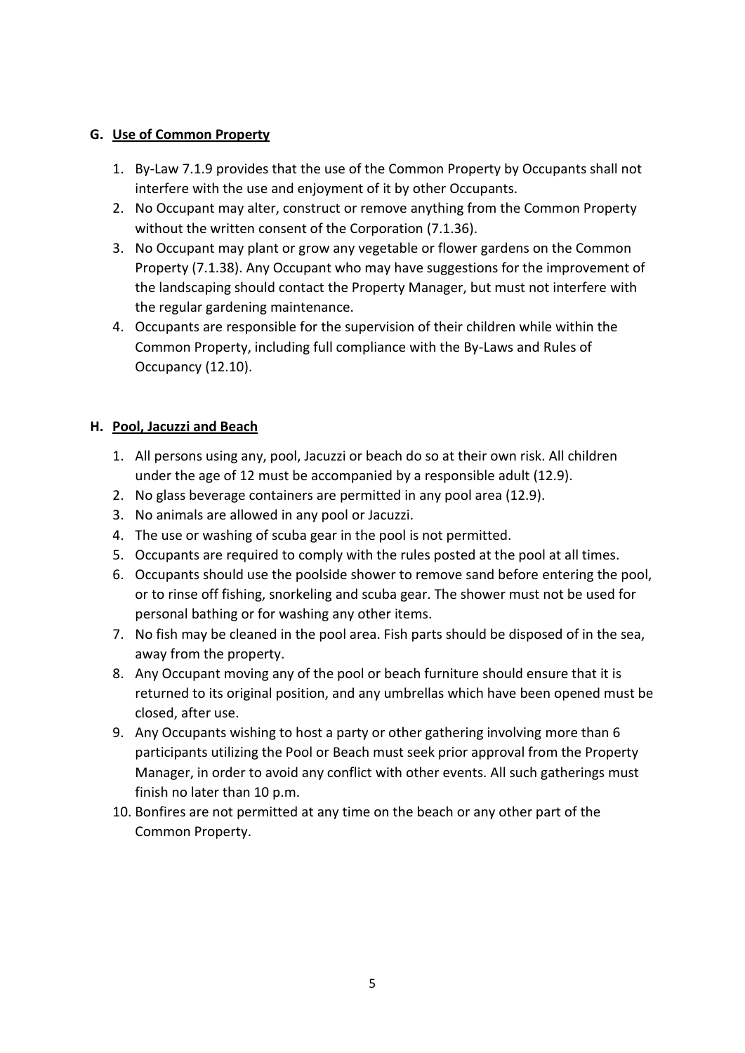## G. Use of Common Property

1. By-Law 7.1.9 provides that the use of the Common Property by Occupants shall not interfere with the use and enjoyment of it by other Occupants.
2. No Occupant may alter, construct or remove anything from the Common Property without the written consent of the Corporation (7.1.36).
3. No Occupant may plant or grow any vegetable or flower gardens on the Common Property (7.1.38). Any Occupant who may have suggestions for the improvement of the landscaping should contact the Property Manager, but must not interfere with the regular gardening maintenance.
4. Occupants are responsible for the supervision of their children while within the Common Property, including full compliance with the By-Laws and Rules of Occupancy (12.10).

## H. Pool, Jacuzzi and Beach

1. All persons using any, pool, Jacuzzi or beach do so at their own risk. All children under the age of 12 must be accompanied by a responsible adult (12.9).
2. No glass beverage containers are permitted in any pool area (12.9).
3. No animals are allowed in any pool or Jacuzzi.
4. The use or washing of scuba gear in the pool is not permitted.
5. Occupants are required to comply with the rules posted at the pool at all times.
6. Occupants should use the poolside shower to remove sand before entering the pool, or to rinse off fishing, snorkeling and scuba gear. The shower must not be used for personal bathing or for washing any other items.
7. No fish may be cleaned in the pool area. Fish parts should be disposed of in the sea, away from the property.
8. Any Occupant moving any of the pool or beach furniture should ensure that it is returned to its original position, and any umbrellas which have been opened must be closed, after use.
9. Any Occupants wishing to host a party or other gathering involving more than 6 participants utilizing the Pool or Beach must seek prior approval from the Property Manager, in order to avoid any conflict with other events. All such gatherings must finish no later than 10 p.m.
10. Bonfires are not permitted at any time on the beach or any other part of the Common Property.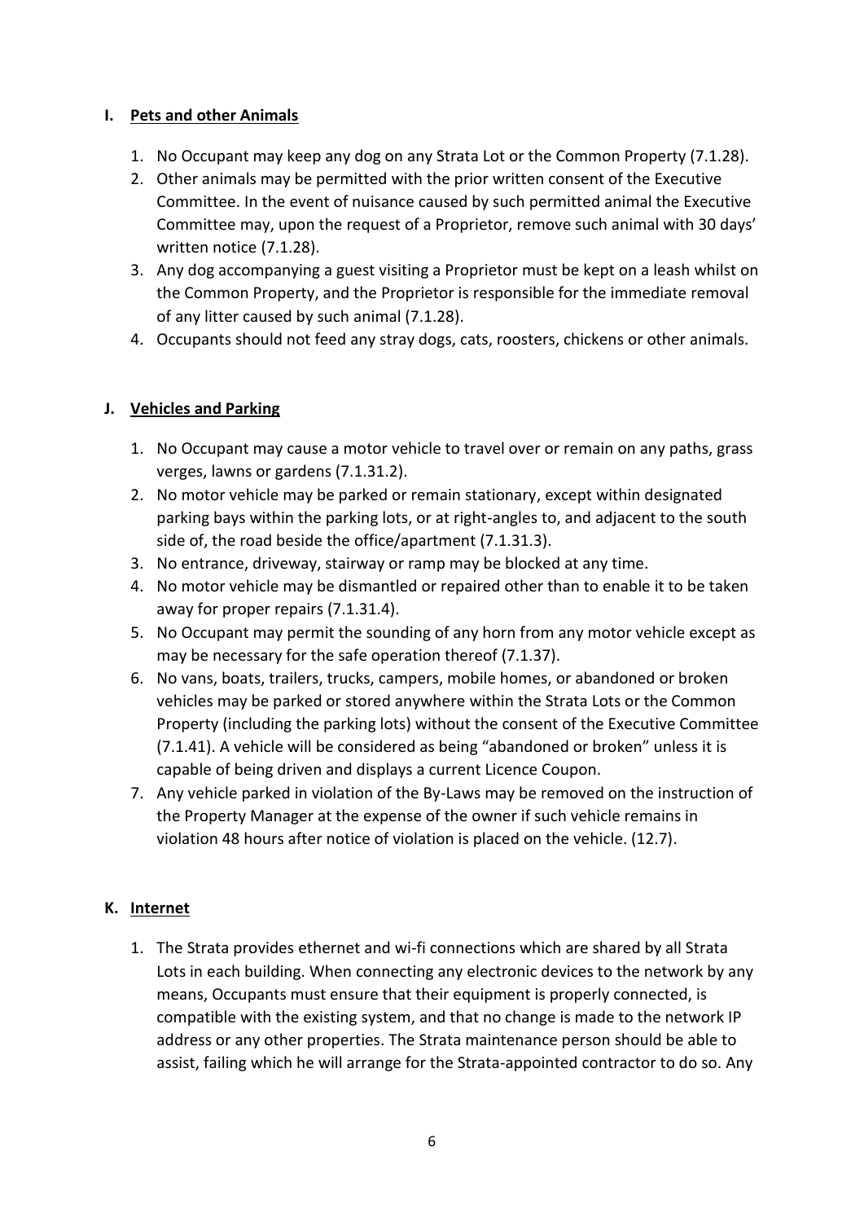## I. Pets and other Animals

1. No Occupant may keep any dog on any Strata Lot or the Common Property (7.1.28).
2. Other animals may be permitted with the prior written consent of the Executive Committee. In the event of nuisance caused by such permitted animal the Executive Committee may, upon the request of a Proprietor, remove such animal with 30 days' written notice (7.1.28).
3. Any dog accompanying a guest visiting a Proprietor must be kept on a leash whilst on the Common Property, and the Proprietor is responsible for the immediate removal of any litter caused by such animal (7.1.28).
4. Occupants should not feed any stray dogs, cats, roosters, chickens or other animals.

## J. Vehicles and Parking

1. No Occupant may cause a motor vehicle to travel over or remain on any paths, grass verges, lawns or gardens (7.1.31.2).
2. No motor vehicle may be parked or remain stationary, except within designated parking bays within the parking lots, or at right-angles to, and adjacent to the south side of, the road beside the office/apartment (7.1.31.3).
3. No entrance, driveway, stairway or ramp may be blocked at any time.
4. No motor vehicle may be dismantled or repaired other than to enable it to be taken away for proper repairs (7.1.31.4).
5. No Occupant may permit the sounding of any horn from any motor vehicle except as may be necessary for the safe operation thereof (7.1.37).
6. No vans, boats, trailers, trucks, campers, mobile homes, or abandoned or broken vehicles may be parked or stored anywhere within the Strata Lots or the Common Property (including the parking lots) without the consent of the Executive Committee (7.1.41). A vehicle will be considered as being "abandoned or broken" unless it is capable of being driven and displays a current Licence Coupon.
7. Any vehicle parked in violation of the By-Laws may be removed on the instruction of the Property Manager at the expense of the owner if such vehicle remains in violation 48 hours after notice of violation is placed on the vehicle. (12.7).

## K. Internet

1. The Strata provides ethernet and wi-fi connections which are shared by all Strata Lots in each building. When connecting any electronic devices to the network by any means, Occupants must ensure that their equipment is properly connected, is compatible with the existing system, and that no change is made to the network IP address or any other properties. The Strata maintenance person should be able to assist, failing which he will arrange for the Strata-appointed contractor to do so. Any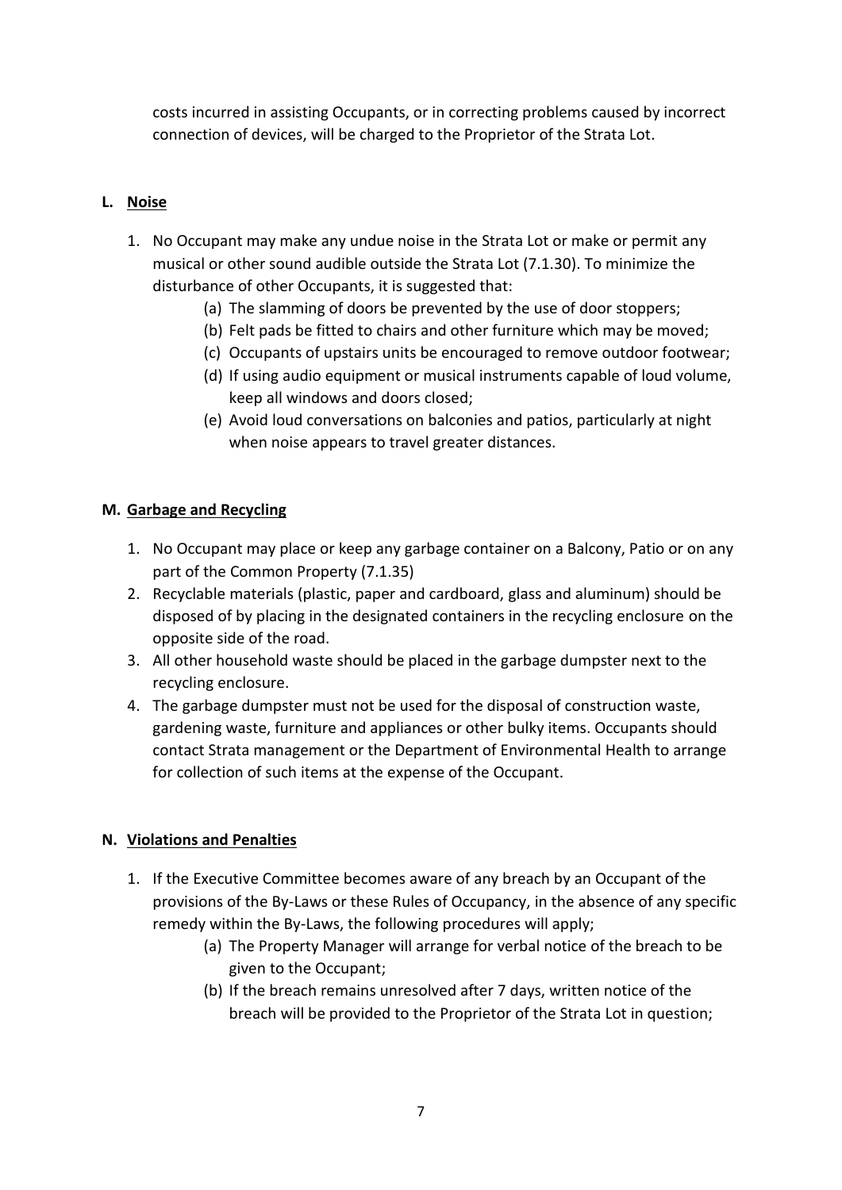costs incurred in assisting Occupants, or in correcting problems caused by incorrect connection of devices, will be charged to the Proprietor of the Strata Lot.

## L. Noise

1. No Occupant may make any undue noise in the Strata Lot or make or permit any musical or other sound audible outside the Strata Lot (7.1.30). To minimize the disturbance of other Occupants, it is suggested that:
   - (a) The slamming of doors be prevented by the use of door stoppers;
   - (b) Felt pads be fitted to chairs and other furniture which may be moved;
   - (c) Occupants of upstairs units be encouraged to remove outdoor footwear;
   - (d) If using audio equipment or musical instruments capable of loud volume, keep all windows and doors closed;
   - (e) Avoid loud conversations on balconies and patios, particularly at night when noise appears to travel greater distances.

## M. Garbage and Recycling

1. No Occupant may place or keep any garbage container on a Balcony, Patio or on any part of the Common Property (7.1.35)
2. Recyclable materials (plastic, paper and cardboard, glass and aluminum) should be disposed of by placing in the designated containers in the recycling enclosure on the opposite side of the road.
3. All other household waste should be placed in the garbage dumpster next to the recycling enclosure.
4. The garbage dumpster must not be used for the disposal of construction waste, gardening waste, furniture and appliances or other bulky items. Occupants should contact Strata management or the Department of Environmental Health to arrange for collection of such items at the expense of the Occupant.

## N. Violations and Penalties

1. If the Executive Committee becomes aware of any breach by an Occupant of the provisions of the By-Laws or these Rules of Occupancy, in the absence of any specific remedy within the By-Laws, the following procedures will apply;
   - (a) The Property Manager will arrange for verbal notice of the breach to be given to the Occupant;
   - (b) If the breach remains unresolved after 7 days, written notice of the breach will be provided to the Proprietor of the Strata Lot in question;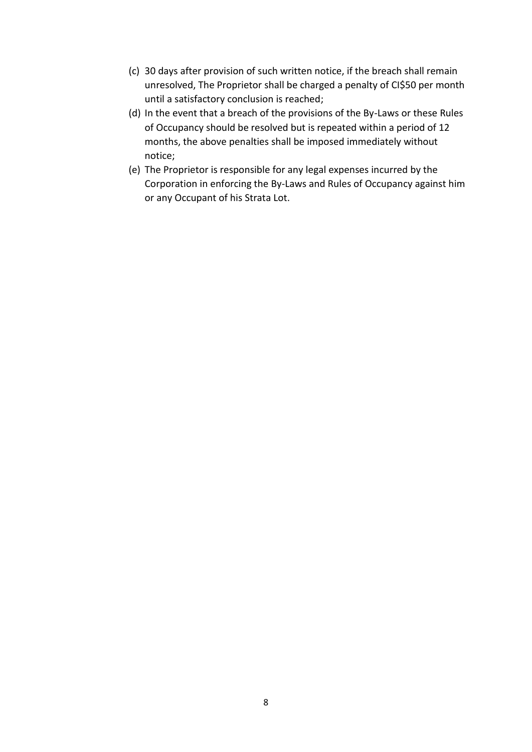(c) 30 days after provision of such written notice, if the breach shall remain unresolved, The Proprietor shall be charged a penalty of CI$50 per month until a satisfactory conclusion is reached;

(d) In the event that a breach of the provisions of the By-Laws or these Rules of Occupancy should be resolved but is repeated within a period of 12 months, the above penalties shall be imposed immediately without notice;

(e) The Proprietor is responsible for any legal expenses incurred by the Corporation in enforcing the By-Laws and Rules of Occupancy against him or any Occupant of his Strata Lot.